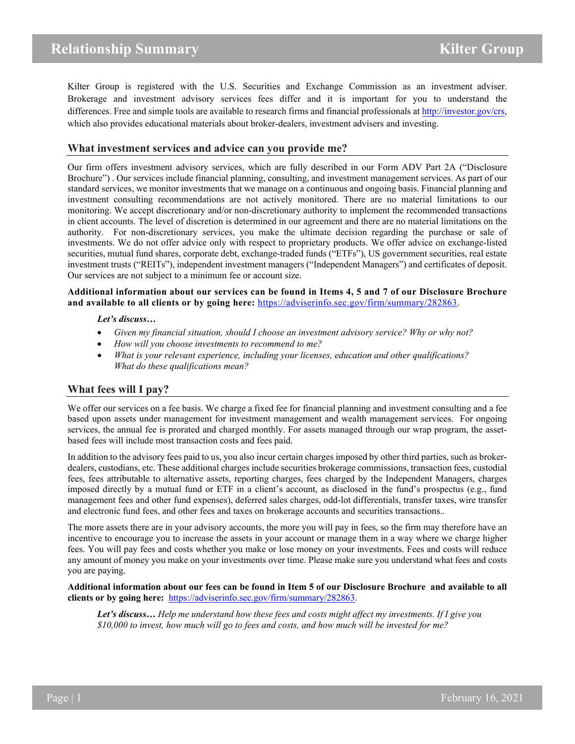# Relationship Summary — Kilter Group

Kilter Group is registered with the U.S. Securities and Exchange Commission as an investment adviser. Brokerage and investment advisory services fees differ and it is important for you to understand the differences. Free and simple tools are available to research firms and financial professionals at http://investor.gov/crs, which also provides educational materials about broker-dealers, investment advisers and investing.

## What investment services and advice can you provide me?

Our firm offers investment advisory services, which are fully described in our Form ADV Part 2A ("Disclosure Brochure") . Our services include financial planning, consulting, and investment management services. As part of our standard services, we monitor investments that we manage on a continuous and ongoing basis. Financial planning and investment consulting recommendations are not actively monitored. There are no material limitations to our monitoring. We accept discretionary and/or non-discretionary authority to implement the recommended transactions in client accounts. The level of discretion is determined in our agreement and there are no material limitations on the authority. For non-discretionary services, you make the ultimate decision regarding the purchase or sale of investments. We do not offer advice only with respect to proprietary products. We offer advice on exchange-listed securities, mutual fund shares, corporate debt, exchange-traded funds ("ETFs"), US government securities, real estate investment trusts ("REITs"), independent investment managers ("Independent Managers") and certificates of deposit. Our services are not subject to a minimum fee or account size.

**Additional information about our services can be found in Items 4, 5 and 7 of our Disclosure Brochure and available to all clients or by going here:** https://adviserinfo.sec.gov/firm/summary/282863.

***Let's discuss…***

- *Given my financial situation, should I choose an investment advisory service? Why or why not?*
- *How will you choose investments to recommend to me?*
- *What is your relevant experience, including your licenses, education and other qualifications? What do these qualifications mean?*

## What fees will I pay?

We offer our services on a fee basis. We charge a fixed fee for financial planning and investment consulting and a fee based upon assets under management for investment management and wealth management services. For ongoing services, the annual fee is prorated and charged monthly. For assets managed through our wrap program, the asset-based fees will include most transaction costs and fees paid.

In addition to the advisory fees paid to us, you also incur certain charges imposed by other third parties, such as broker-dealers, custodians, etc. These additional charges include securities brokerage commissions, transaction fees, custodial fees, fees attributable to alternative assets, reporting charges, fees charged by the Independent Managers, charges imposed directly by a mutual fund or ETF in a client's account, as disclosed in the fund's prospectus (e.g., fund management fees and other fund expenses), deferred sales charges, odd-lot differentials, transfer taxes, wire transfer and electronic fund fees, and other fees and taxes on brokerage accounts and securities transactions..

The more assets there are in your advisory accounts, the more you will pay in fees, so the firm may therefore have an incentive to encourage you to increase the assets in your account or manage them in a way where we charge higher fees. You will pay fees and costs whether you make or lose money on your investments. Fees and costs will reduce any amount of money you make on your investments over time. Please make sure you understand what fees and costs you are paying.

**Additional information about our fees can be found in Item 5 of our Disclosure Brochure and available to all clients or by going here:** https://adviserinfo.sec.gov/firm/summary/282863.

***Let's discuss…*** *Help me understand how these fees and costs might affect my investments. If I give you $10,000 to invest, how much will go to fees and costs, and how much will be invested for me?*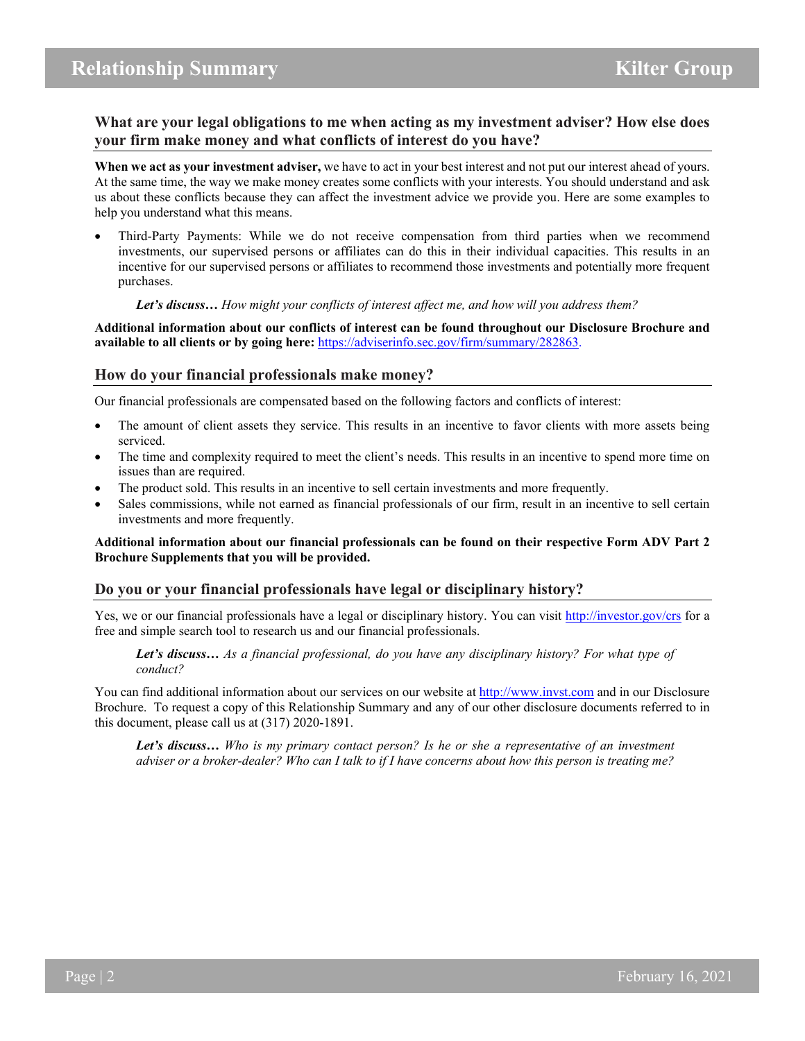## What are your legal obligations to me when acting as my investment adviser? How else does your firm make money and what conflicts of interest do you have?

**When we act as your investment adviser,** we have to act in your best interest and not put our interest ahead of yours. At the same time, the way we make money creates some conflicts with your interests. You should understand and ask us about these conflicts because they can affect the investment advice we provide you. Here are some examples to help you understand what this means.

- Third-Party Payments: While we do not receive compensation from third parties when we recommend investments, our supervised persons or affiliates can do this in their individual capacities. This results in an incentive for our supervised persons or affiliates to recommend those investments and potentially more frequent purchases.

> ***Let's discuss…*** *How might your conflicts of interest affect me, and how will you address them?*

**Additional information about our conflicts of interest can be found throughout our Disclosure Brochure and available to all clients or by going here:** https://adviserinfo.sec.gov/firm/summary/282863.

## How do your financial professionals make money?

Our financial professionals are compensated based on the following factors and conflicts of interest:

- The amount of client assets they service. This results in an incentive to favor clients with more assets being serviced.
- The time and complexity required to meet the client's needs. This results in an incentive to spend more time on issues than are required.
- The product sold. This results in an incentive to sell certain investments and more frequently.
- Sales commissions, while not earned as financial professionals of our firm, result in an incentive to sell certain investments and more frequently.

**Additional information about our financial professionals can be found on their respective Form ADV Part 2 Brochure Supplements that you will be provided.**

## Do you or your financial professionals have legal or disciplinary history?

Yes, we or our financial professionals have a legal or disciplinary history. You can visit http://investor.gov/crs for a free and simple search tool to research us and our financial professionals.

> ***Let's discuss…*** *As a financial professional, do you have any disciplinary history? For what type of conduct?*

You can find additional information about our services on our website at http://www.invst.com and in our Disclosure Brochure. To request a copy of this Relationship Summary and any of our other disclosure documents referred to in this document, please call us at (317) 2020-1891.

> ***Let's discuss…*** *Who is my primary contact person? Is he or she a representative of an investment adviser or a broker-dealer? Who can I talk to if I have concerns about how this person is treating me?*